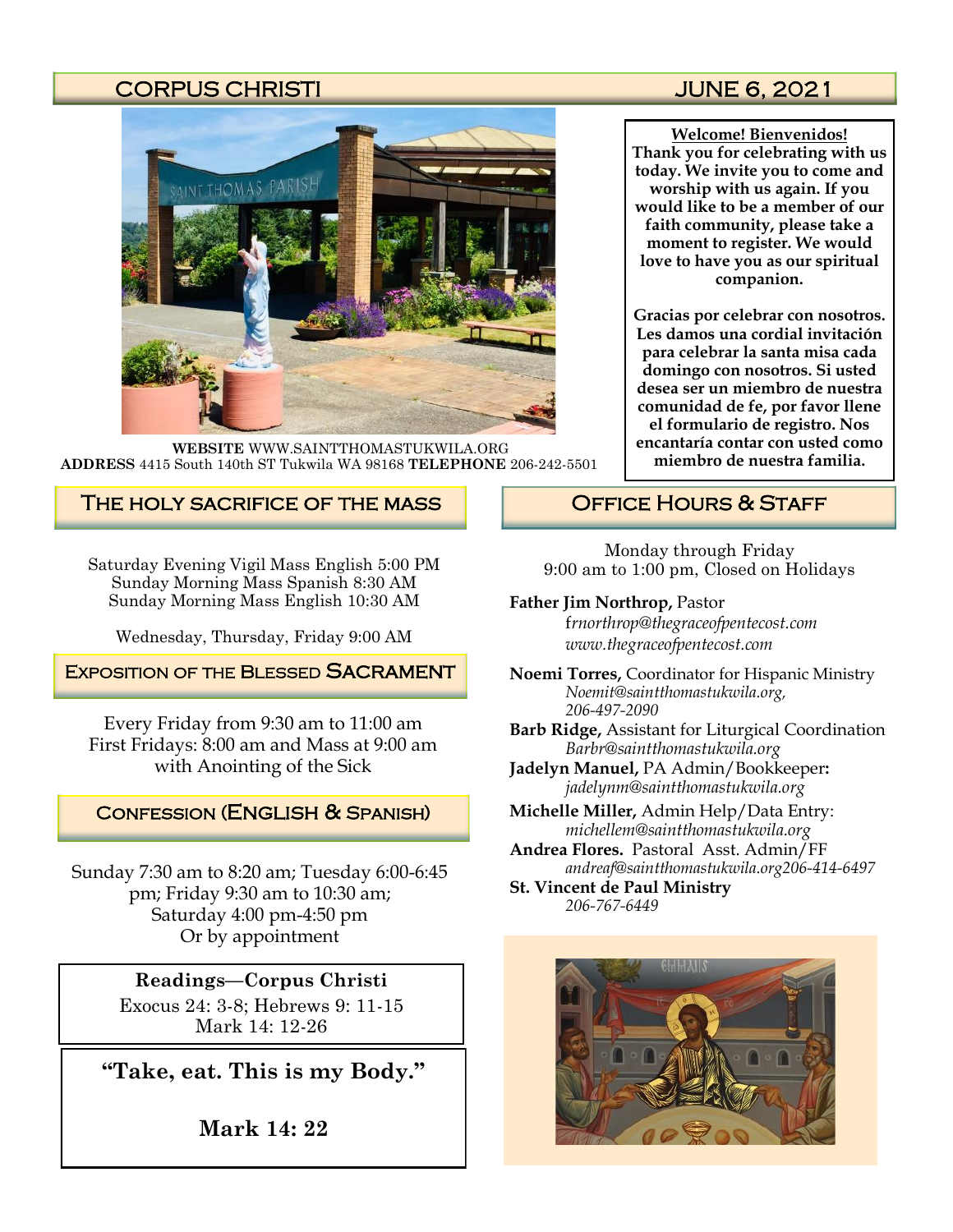# CORPUS CHRISTI JUNE 6, 2021

**WEBSITE** WWW.SAINTTHOMASTUKWILA.ORG
**ADDRESS** 4415 South 140th ST Tukwila WA 98168 **TELEPHONE** 206-242-5501

**Welcome! Bienvenidos!**
**Thank you for celebrating with us today. We invite you to come and worship with us again. If you would like to be a member of our faith community, please take a moment to register. We would love to have you as our spiritual companion.**

**Gracias por celebrar con nosotros. Les damos una cordial invitación para celebrar la santa misa cada domingo con nosotros. Si usted desea ser un miembro de nuestra comunidad de fe, por favor llene el formulario de registro. Nos encantaría contar con usted como miembro de nuestra familia.**

## The holy sacrifice of the mass

Saturday Evening Vigil Mass English 5:00 PM
Sunday Morning Mass Spanish 8:30 AM
Sunday Morning Mass English 10:30 AM

Wednesday, Thursday, Friday 9:00 AM

## Exposition of the Blessed Sacrament

Every Friday from 9:30 am to 11:00 am
First Fridays: 8:00 am and Mass at 9:00 am with Anointing of the Sick

## Confession (English & Spanish)

Sunday 7:30 am to 8:20 am; Tuesday 6:00-6:45 pm; Friday 9:30 am to 10:30 am; Saturday 4:00 pm-4:50 pm
Or by appointment

**Readings—Corpus Christi**
Exocus 24: 3-8; Hebrews 9: 11-15
Mark 14: 12-26

**“Take, eat. This is my Body.”**

**Mark 14: 22**

## Office Hours & Staff

Monday through Friday
9:00 am to 1:00 pm, Closed on Holidays

**Father Jim Northrop,** Pastor
*frnorthrop@thegraceofpentecost.com*
*www.thegraceofpentecost.com*

**Noemi Torres,** Coordinator for Hispanic Ministry
*Noemit@saintthomastukwila.org, 206-497-2090*

**Barb Ridge,** Assistant for Liturgical Coordination
*Barbr@saintthomastukwila.org*

**Jadelyn Manuel,** PA Admin/Bookkeeper**:**
*jadelynm@saintthomastukwila.org*

**Michelle Miller,** Admin Help/Data Entry:
*michellem@saintthomastukwila.org*

**Andrea Flores.** Pastoral Asst. Admin/FF
*andreaf@saintthomastukwila.org206-414-6497*

**St. Vincent de Paul Ministry**
*206-767-6449*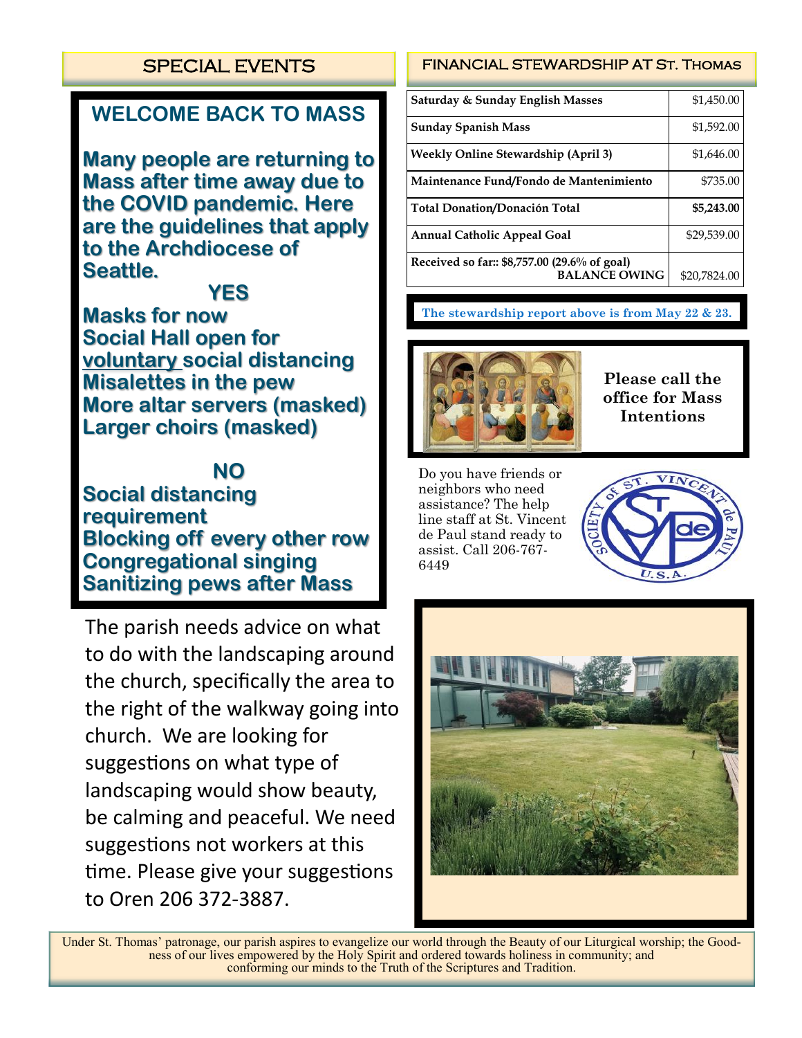## SPECIAL EVENTS

### WELCOME BACK TO MASS

**Many people are returning to Mass after time away due to the COVID pandemic. Here are the guidelines that apply to the Archdiocese of Seattle.**

**YES**

**Masks for now**
**Social Hall open for voluntary social distancing**
**Misalettes in the pew**
**More altar servers (masked)**
**Larger choirs (masked)**

**NO**

**Social distancing requirement**
**Blocking off every other row**
**Congregational singing**
**Sanitizing pews after Mass**

The parish needs advice on what to do with the landscaping around the church, specifically the area to the right of the walkway going into church. We are looking for suggestions on what type of landscaping would show beauty, be calming and peaceful. We need suggestions not workers at this time. Please give your suggestions to Oren 206 372-3887.

## FINANCIAL STEWARDSHIP AT ST. THOMAS

| | |
|---|---|
| Saturday & Sunday English Masses | $1,450.00 |
| Sunday Spanish Mass | $1,592.00 |
| Weekly Online Stewardship (April 3) | $1,646.00 |
| Maintenance Fund/Fondo de Mantenimiento | $735.00 |
| **Total Donation/Donación Total** | **$5,243.00** |
| Annual Catholic Appeal Goal | $29,539.00 |
| Received so far:: $8,757.00 (29.6% of goal) BALANCE OWING | $20,7824.00 |

**The stewardship report above is from May 22 & 23.**

**Please call the office for Mass Intentions**

Do you have friends or neighbors who need assistance? The help line staff at St. Vincent de Paul stand ready to assist. Call 206-767-6449

Under St. Thomas' patronage, our parish aspires to evangelize our world through the Beauty of our Liturgical worship; the Goodness of our lives empowered by the Holy Spirit and ordered towards holiness in community; and conforming our minds to the Truth of the Scriptures and Tradition.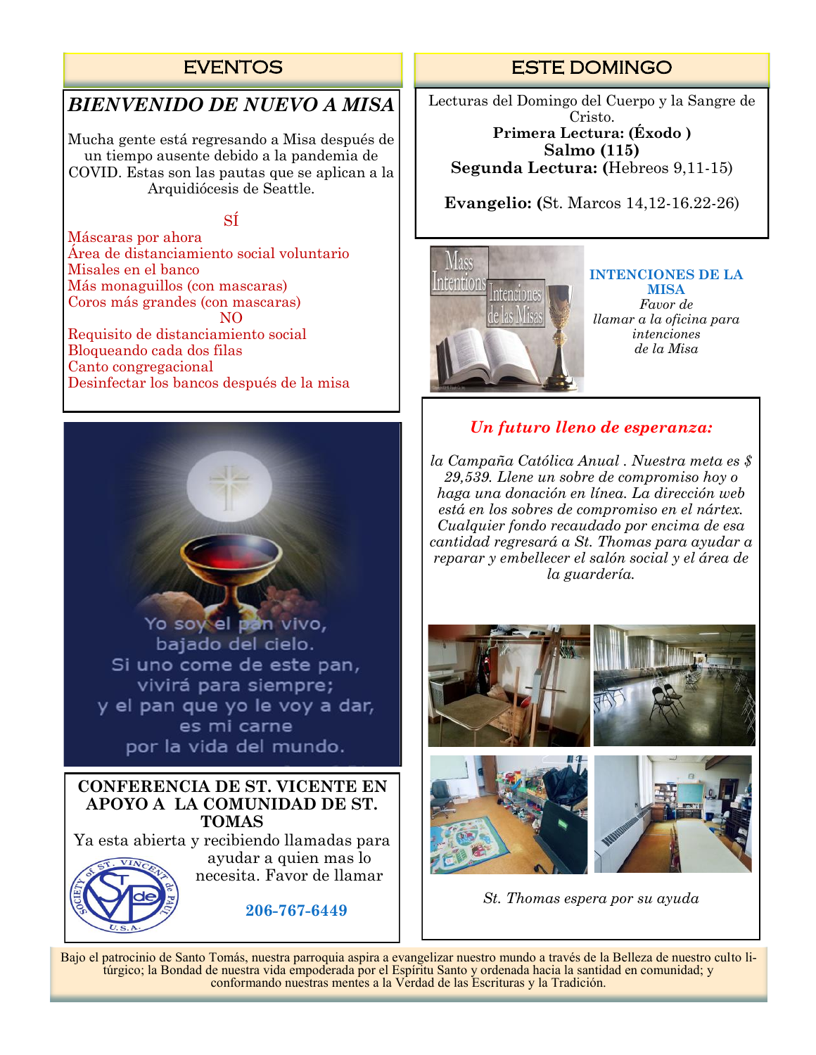## EVENTOS

### *BIENVENIDO DE NUEVO A MISA*

Mucha gente está regresando a Misa después de un tiempo ausente debido a la pandemia de COVID. Estas son las pautas que se aplican a la Arquidiócesis de Seattle.

SÍ

Máscaras por ahora
Área de distanciamiento social voluntario
Misales en el banco
Más monaguillos (con mascaras)
Coros más grandes (con mascaras)

NO

Requisito de distanciamiento social
Bloqueando cada dos filas
Canto congregacional
Desinfectar los bancos después de la misa

Yo soy el pan vivo,
bajado del cielo.
Si uno come de este pan,
vivirá para siempre;
y el pan que yo le voy a dar,
es mi carne
por la vida del mundo.

### CONFERENCIA DE ST. VICENTE EN APOYO A LA COMUNIDAD DE ST. TOMAS

Ya esta abierta y recibiendo llamadas para ayudar a quien mas lo necesita. Favor de llamar

**206-767-6449**

## ESTE DOMINGO

Lecturas del Domingo del Cuerpo y la Sangre de Cristo.
**Primera Lectura: (Éxodo )**
**Salmo (115)**
**Segunda Lectura: (**Hebreos 9,11-15)

**Evangelio: (**St. Marcos 14,12-16.22-26)

**INTENCIONES DE LA MISA**
*Favor de llamar a la oficina para intenciones de la Misa*

### *Un futuro lleno de esperanza:*

*la Campaña Católica Anual . Nuestra meta es $ 29,539. Llene un sobre de compromiso hoy o haga una donación en línea. La dirección web está en los sobres de compromiso en el nártex. Cualquier fondo recaudado por encima de esa cantidad regresará a St. Thomas para ayudar a reparar y embellecer el salón social y el área de la guardería.*

*St. Thomas espera por su ayuda*

Bajo el patrocinio de Santo Tomás, nuestra parroquia aspira a evangelizar nuestro mundo a través de la Belleza de nuestro culto litúrgico; la Bondad de nuestra vida empoderada por el Espíritu Santo y ordenada hacia la santidad en comunidad; y conformando nuestras mentes a la Verdad de las Escrituras y la Tradición.